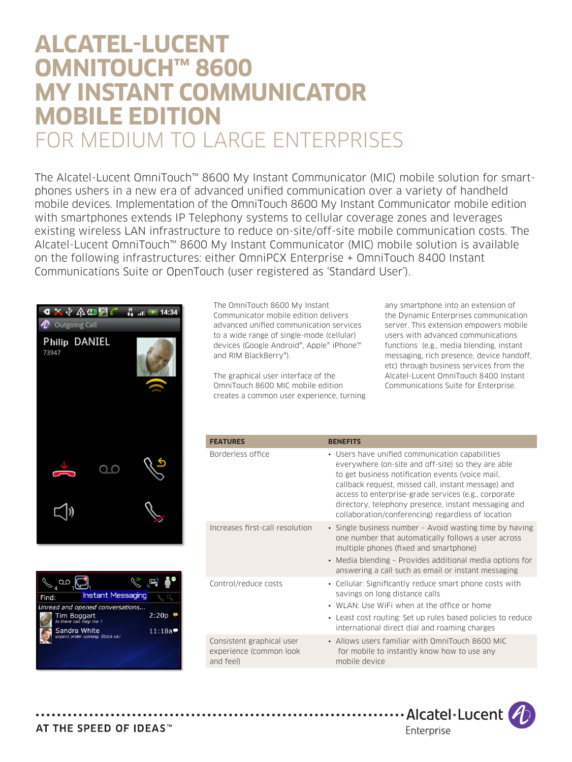# ALCATEL-LUCENT OMNITOUCH™ 8600 MY INSTANT COMMUNICATOR MOBILE EDITION

## FOR MEDIUM TO LARGE ENTERPRISES

The Alcatel-Lucent OmniTouch™ 8600 My Instant Communicator (MIC) mobile solution for smart-phones ushers in a new era of advanced unified communication over a variety of handheld mobile devices. Implementation of the OmniTouch 8600 My Instant Communicator mobile edition with smartphones extends IP Telephony systems to cellular coverage zones and leverages existing wireless LAN infrastructure to reduce on-site/off-site mobile communication costs. The Alcatel-Lucent OmniTouch™ 8600 My Instant Communicator (MIC) mobile solution is available on the following infrastructures: either OmniPCX Enterprise + OmniTouch 8400 Instant Communications Suite or OpenTouch (user registered as 'Standard User').

The OmniTouch 8600 My Instant Communicator mobile edition delivers advanced unified communication services to a wide range of single-mode (cellular) devices (Google Android®, Apple® iPhone™ and RIM BlackBerry®).

The graphical user interface of the OmniTouch 8600 MIC mobile edition creates a common user experience, turning any smartphone into an extension of the Dynamic Enterprises communication server. This extension empowers mobile users with advanced communications functions (e.g., media blending, instant messaging, rich presence, device handoff, etc) through business services from the Alcatel-Lucent OmniTouch 8400 Instant Communications Suite for Enterprise.

| FEATURES | BENEFITS |
|---|---|
| Borderless office | • Users have unified communication capabilities everywhere (on-site and off-site) so they are able to get business notification events (voice mail, callback request, missed call, instant message) and access to enterprise-grade services (e.g., corporate directory, telephony presence, instant messaging and collaboration/conferencing) regardless of location |
| Increases first-call resolution | • Single business number – Avoid wasting time by having one number that automatically follows a user across multiple phones (fixed and smartphone)<br>• Media blending – Provides additional media options for answering a call such as email or instant messaging |
| Control/reduce costs | • Cellular: Significantly reduce smart phone costs with savings on long distance calls<br>• WLAN: Use WiFi when at the office or home<br>• Least cost routing: Set up rules based policies to reduce international direct dial and roaming charges |
| Consistent graphical user experience (common look and feel) | • Allows users familiar with OmniTouch 8600 MIC for mobile to instantly know how to use any mobile device |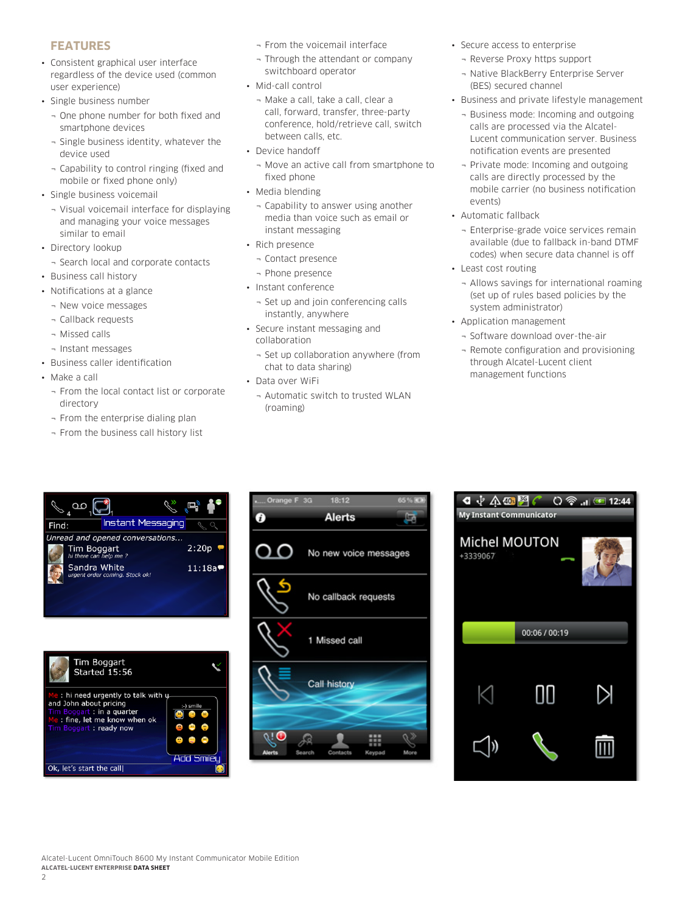## FEATURES

- Consistent graphical user interface regardless of the device used (common user experience)
- Single business number
  - One phone number for both fixed and smartphone devices
  - Single business identity, whatever the device used
  - Capability to control ringing (fixed and mobile or fixed phone only)
- Single business voicemail
  - Visual voicemail interface for displaying and managing your voice messages similar to email
- Directory lookup
  - Search local and corporate contacts
- Business call history
- Notifications at a glance
  - New voice messages
  - Callback requests
  - Missed calls
  - Instant messages
- Business caller identification
- Make a call
  - From the local contact list or corporate directory
  - From the enterprise dialing plan
  - From the business call history list
  - From the voicemail interface
  - Through the attendant or company switchboard operator
- Mid-call control
  - Make a call, take a call, clear a call, forward, transfer, three-party conference, hold/retrieve call, switch between calls, etc.
- Device handoff
  - Move an active call from smartphone to fixed phone
- Media blending
  - Capability to answer using another media than voice such as email or instant messaging
- Rich presence
  - Contact presence
  - Phone presence
- Instant conference
  - Set up and join conferencing calls instantly, anywhere
- Secure instant messaging and collaboration
  - Set up collaboration anywhere (from chat to data sharing)
- Data over WiFi
  - Automatic switch to trusted WLAN (roaming)
- Secure access to enterprise
  - Reverse Proxy https support
  - Native BlackBerry Enterprise Server (BES) secured channel
- Business and private lifestyle management
  - Business mode: Incoming and outgoing calls are processed via the Alcatel-Lucent communication server. Business notification events are presented
  - Private mode: Incoming and outgoing calls are directly processed by the mobile carrier (no business notification events)
- Automatic fallback
  - Enterprise-grade voice services remain available (due to fallback in-band DTMF codes) when secure data channel is off
- Least cost routing
  - Allows savings for international roaming (set up of rules based policies by the system administrator)
- Application management
  - Software download over-the-air
  - Remote configuration and provisioning through Alcatel-Lucent client management functions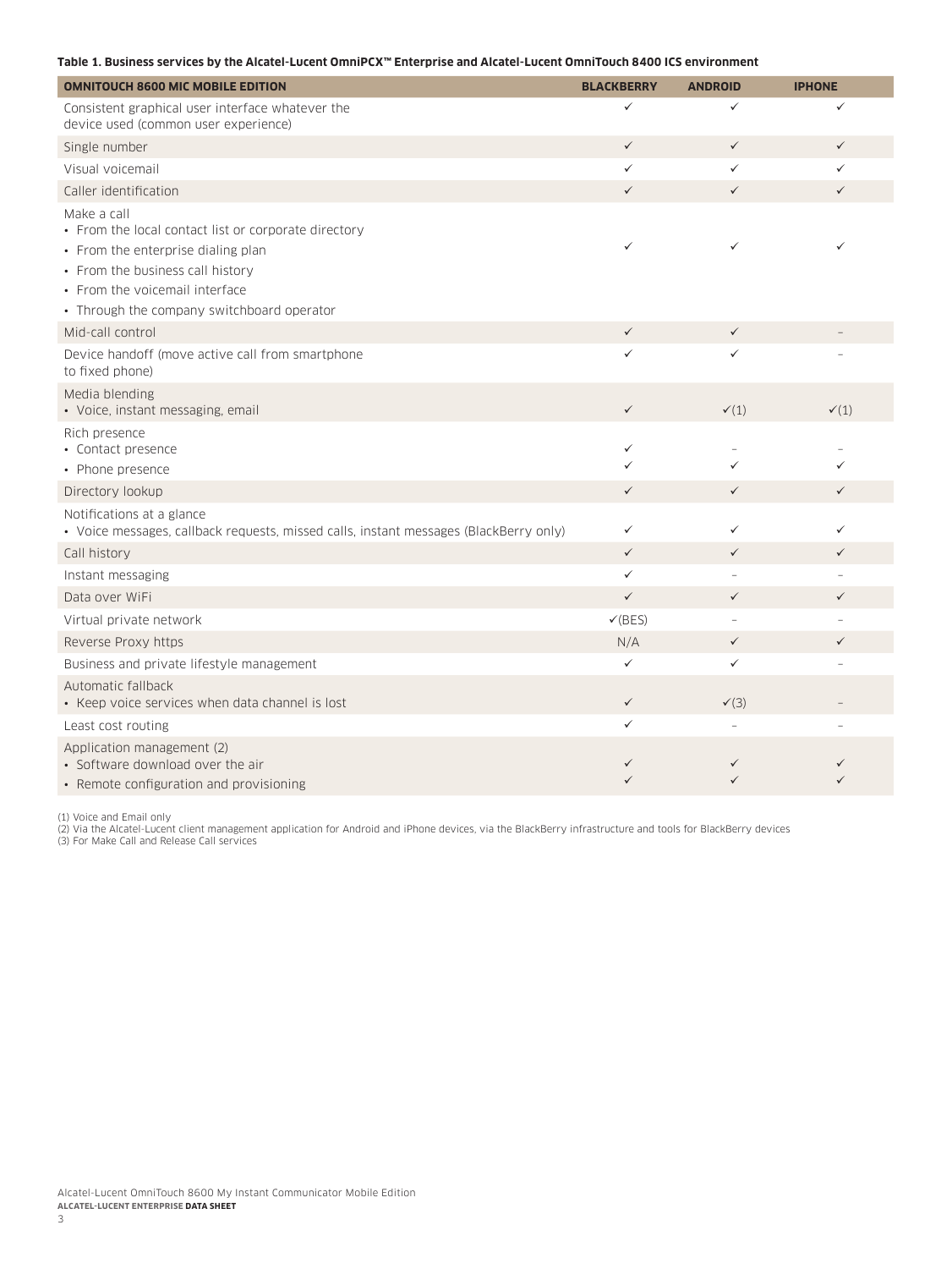**Table 1. Business services by the Alcatel-Lucent OmniPCX™ Enterprise and Alcatel-Lucent OmniTouch 8400 ICS environment**

| OMNITOUCH 8600 MIC MOBILE EDITION | BLACKBERRY | ANDROID | IPHONE |
|---|---|---|---|
| Consistent graphical user interface whatever the device used (common user experience) | ✓ | ✓ | ✓ |
| Single number | ✓ | ✓ | ✓ |
| Visual voicemail | ✓ | ✓ | ✓ |
| Caller identification | ✓ | ✓ | ✓ |
| Make a call<br>• From the local contact list or corporate directory<br>• From the enterprise dialing plan<br>• From the business call history<br>• From the voicemail interface<br>• Through the company switchboard operator | ✓ | ✓ | ✓ |
| Mid-call control | ✓ | ✓ | – |
| Device handoff (move active call from smartphone to fixed phone) | ✓ | ✓ | – |
| Media blending<br>• Voice, instant messaging, email | ✓ | ✓(1) | ✓(1) |
| Rich presence<br>• Contact presence<br>• Phone presence | ✓<br>✓ | –<br>✓ | –<br>✓ |
| Directory lookup | ✓ | ✓ | ✓ |
| Notifications at a glance<br>• Voice messages, callback requests, missed calls, instant messages (BlackBerry only) | ✓ | ✓ | ✓ |
| Call history | ✓ | ✓ | ✓ |
| Instant messaging | ✓ | – | – |
| Data over WiFi | ✓ | ✓ | ✓ |
| Virtual private network | ✓(BES) | – | – |
| Reverse Proxy https | N/A | ✓ | ✓ |
| Business and private lifestyle management | ✓ | ✓ | – |
| Automatic fallback<br>• Keep voice services when data channel is lost | ✓ | ✓(3) | – |
| Least cost routing | ✓ | – | – |
| Application management (2)<br>• Software download over the air<br>• Remote configuration and provisioning | ✓<br>✓ | ✓<br>✓ | ✓<br>✓ |

(1) Voice and Email only
(2) Via the Alcatel-Lucent client management application for Android and iPhone devices, via the BlackBerry infrastructure and tools for BlackBerry devices
(3) For Make Call and Release Call services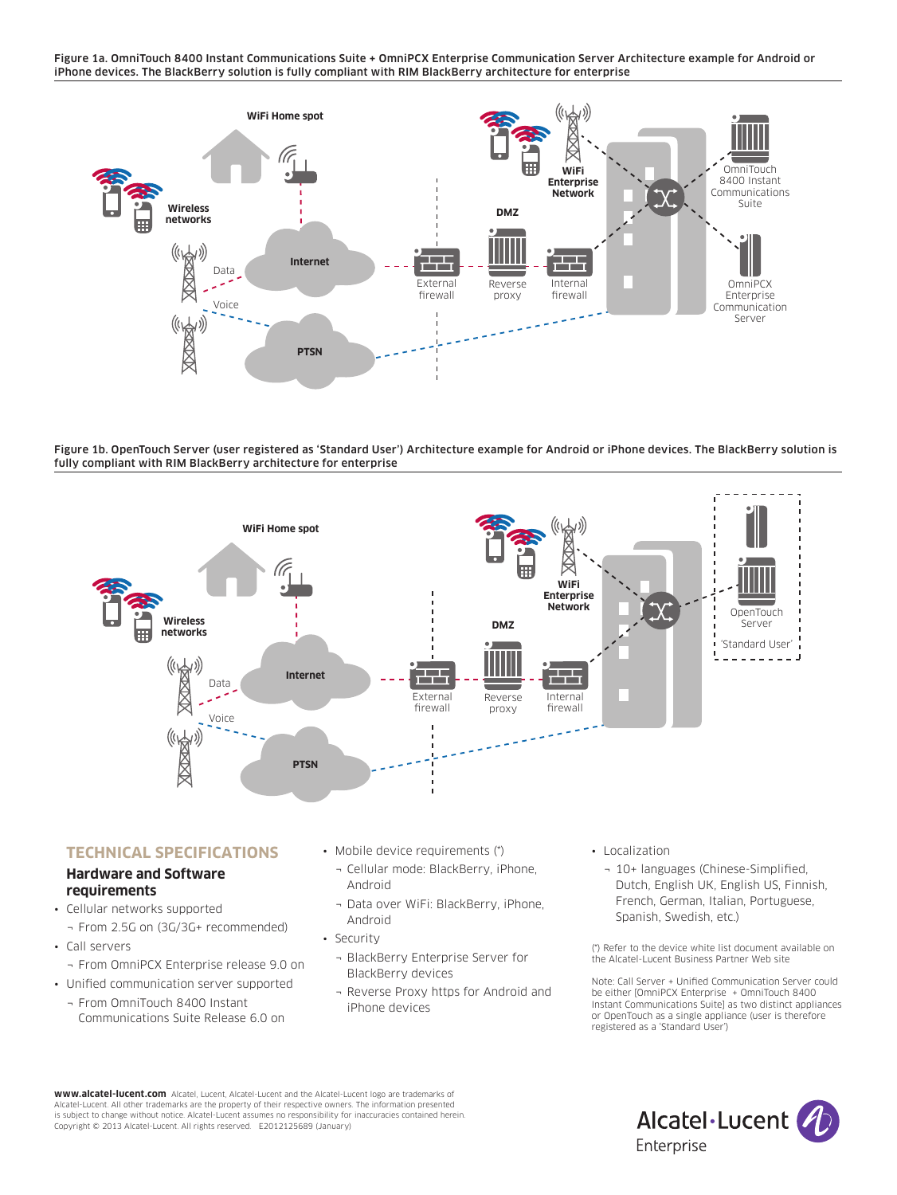Figure 1a. OmniTouch 8400 Instant Communications Suite + OmniPCX Enterprise Communication Server Architecture example for Android or iPhone devices. The BlackBerry solution is fully compliant with RIM BlackBerry architecture for enterprise

WiFi Home spot

Wireless networks

Data

Voice

Internet

PTSN

DMZ

External firewall

Reverse proxy

Internal firewall

WiFi Enterprise Network

OmniTouch 8400 Instant Communications Suite

OmniPCX Enterprise Communication Server

Figure 1b. OpenTouch Server (user registered as 'Standard User') Architecture example for Android or iPhone devices. The BlackBerry solution is fully compliant with RIM BlackBerry architecture for enterprise

WiFi Home spot

Wireless networks

Data

Voice

Internet

PTSN

DMZ

External firewall

Reverse proxy

Internal firewall

WiFi Enterprise Network

OpenTouch Server

'Standard User'

## TECHNICAL SPECIFICATIONS

### Hardware and Software requirements

- Cellular networks supported
  - From 2.5G on (3G/3G+ recommended)
- Call servers
  - From OmniPCX Enterprise release 9.0 on
- Unified communication server supported
  - From OmniTouch 8400 Instant Communications Suite Release 6.0 on
- Mobile device requirements (*)
  - Cellular mode: BlackBerry, iPhone, Android
  - Data over WiFi: BlackBerry, iPhone, Android
- Security
  - BlackBerry Enterprise Server for BlackBerry devices
  - Reverse Proxy https for Android and iPhone devices
- Localization
  - 10+ languages (Chinese-Simplified, Dutch, English UK, English US, Finnish, French, German, Italian, Portuguese, Spanish, Swedish, etc.)

(*) Refer to the device white list document available on the Alcatel-Lucent Business Partner Web site

Note: Call Server + Unified Communication Server could be either [OmniPCX Enterprise + OmniTouch 8400 Instant Communications Suite] as two distinct appliances or OpenTouch as a single appliance (user is therefore registered as a 'Standard User')

**www.alcatel-lucent.com** Alcatel, Lucent, Alcatel-Lucent and the Alcatel-Lucent logo are trademarks of Alcatel-Lucent. All other trademarks are the property of their respective owners. The information presented is subject to change without notice. Alcatel-Lucent assumes no responsibility for inaccuracies contained herein. Copyright © 2013 Alcatel-Lucent. All rights reserved. E2012125689 (January)

Alcatel·Lucent Enterprise